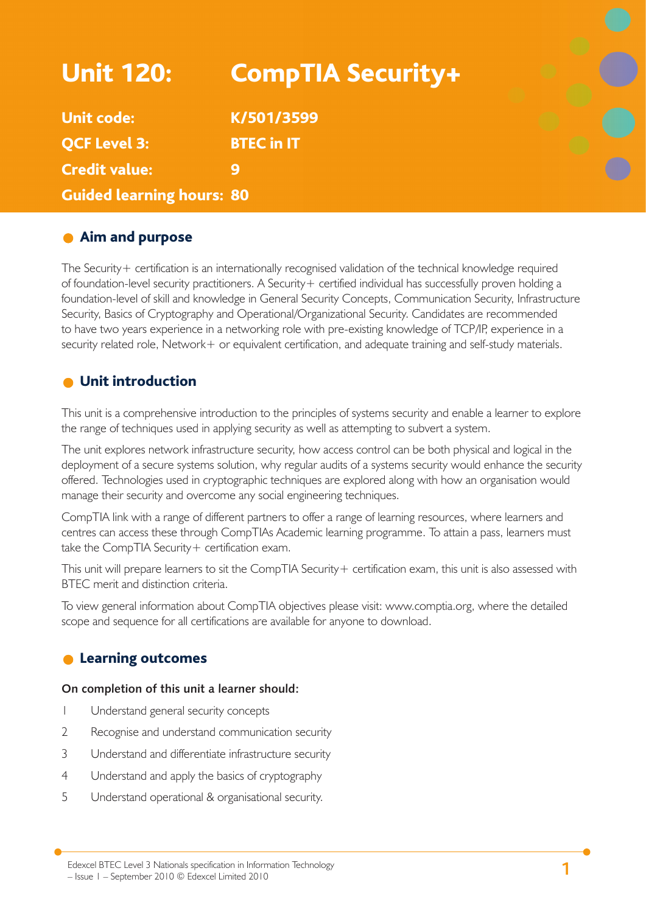# Unit 120: CompTIA Security+

**Unit code:** K/501/3599

**QCF Level 3:** BTEC in IT

**Credit value:** 9

**Guided learning hours:** 80

## Aim and purpose

The Security+ certification is an internationally recognised validation of the technical knowledge required of foundation-level security practitioners. A Security+ certified individual has successfully proven holding a foundation-level of skill and knowledge in General Security Concepts, Communication Security, Infrastructure Security, Basics of Cryptography and Operational/Organizational Security. Candidates are recommended to have two years experience in a networking role with pre-existing knowledge of TCP/IP, experience in a security related role, Network+ or equivalent certification, and adequate training and self-study materials.

## Unit introduction

This unit is a comprehensive introduction to the principles of systems security and enable a learner to explore the range of techniques used in applying security as well as attempting to subvert a system.

The unit explores network infrastructure security, how access control can be both physical and logical in the deployment of a secure systems solution, why regular audits of a systems security would enhance the security offered. Technologies used in cryptographic techniques are explored along with how an organisation would manage their security and overcome any social engineering techniques.

CompTIA link with a range of different partners to offer a range of learning resources, where learners and centres can access these through CompTIAs Academic learning programme. To attain a pass, learners must take the CompTIA Security+ certification exam.

This unit will prepare learners to sit the CompTIA Security+ certification exam, this unit is also assessed with BTEC merit and distinction criteria.

To view general information about CompTIA objectives please visit: www.comptia.org, where the detailed scope and sequence for all certifications are available for anyone to download.

## Learning outcomes

**On completion of this unit a learner should:**

1. Understand general security concepts
2. Recognise and understand communication security
3. Understand and differentiate infrastructure security
4. Understand and apply the basics of cryptography
5. Understand operational & organisational security.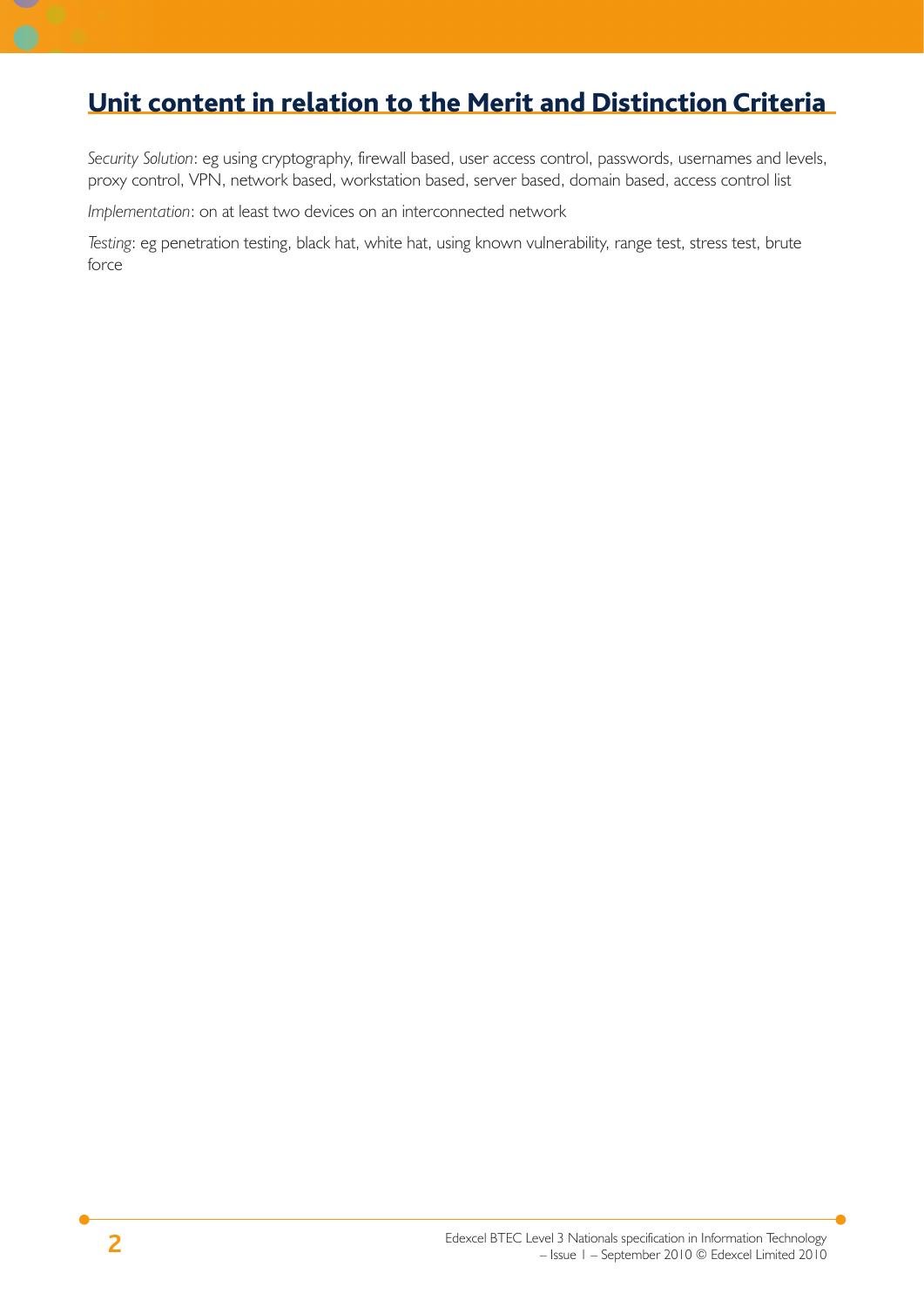## Unit content in relation to the Merit and Distinction Criteria

*Security Solution*: eg using cryptography, firewall based, user access control, passwords, usernames and levels, proxy control, VPN, network based, workstation based, server based, domain based, access control list

*Implementation*: on at least two devices on an interconnected network

*Testing*: eg penetration testing, black hat, white hat, using known vulnerability, range test, stress test, brute force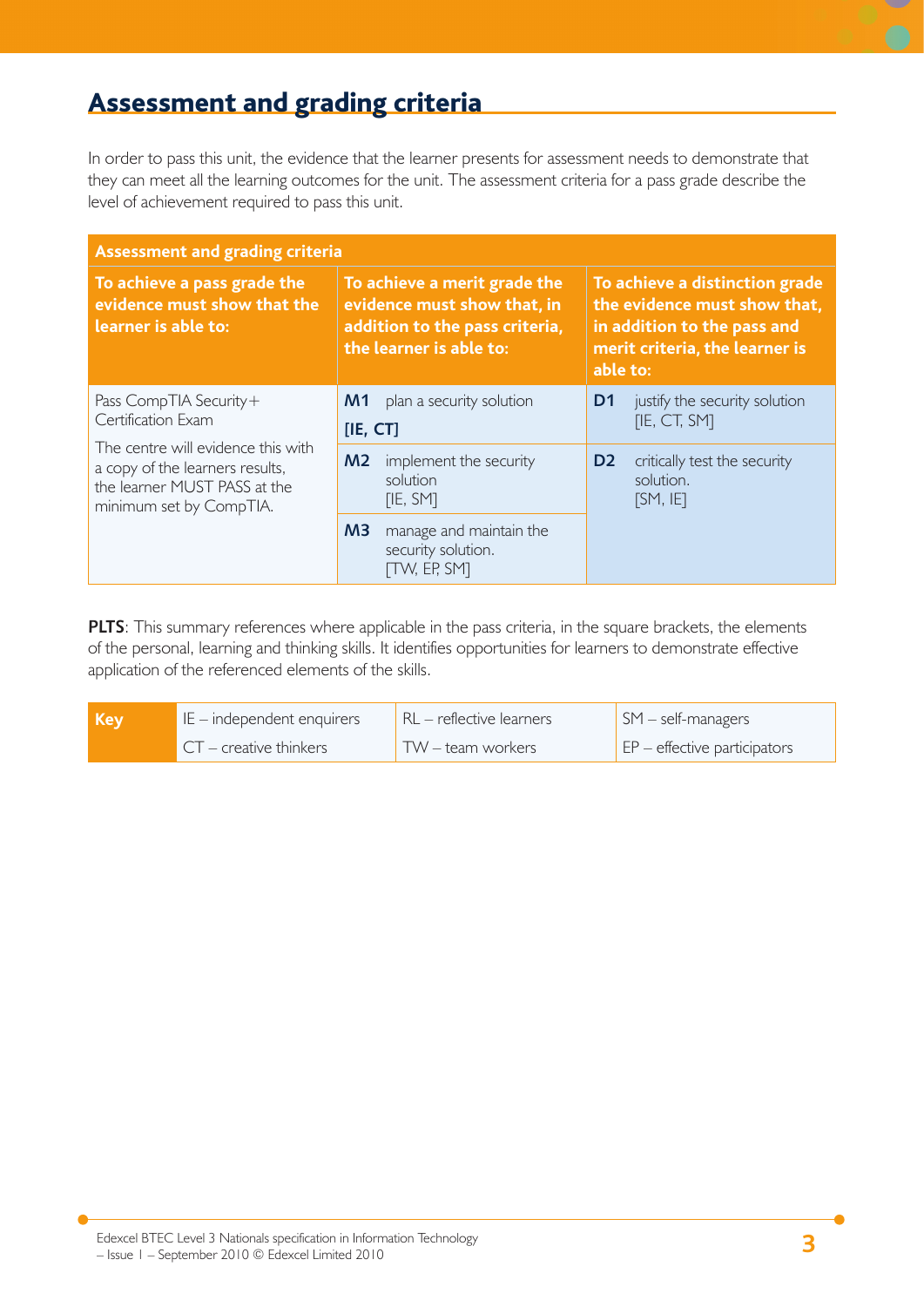## Assessment and grading criteria

In order to pass this unit, the evidence that the learner presents for assessment needs to demonstrate that they can meet all the learning outcomes for the unit. The assessment criteria for a pass grade describe the level of achievement required to pass this unit.

| Assessment and grading criteria | | |
|---|---|---|
| **To achieve a pass grade the evidence must show that the learner is able to:** | **To achieve a merit grade the evidence must show that, in addition to the pass criteria, the learner is able to:** | **To achieve a distinction grade the evidence must show that, in addition to the pass and merit criteria, the learner is able to:** |
| Pass CompTIA Security+ Certification Exam<br><br>The centre will evidence this with a copy of the learners results, the learner MUST PASS at the minimum set by CompTIA. | **M1** plan a security solution **[IE, CT]** | **D1** justify the security solution [IE, CT, SM] |
| | **M2** implement the security solution [IE, SM] | **D2** critically test the security solution. [SM, IE] |
| | **M3** manage and maintain the security solution. [TW, EP, SM] | |

**PLTS**: This summary references where applicable in the pass criteria, in the square brackets, the elements of the personal, learning and thinking skills. It identifies opportunities for learners to demonstrate effective application of the referenced elements of the skills.

| Key | IE – independent enquirers | RL – reflective learners | SM – self-managers |
|---|---|---|---|
| | CT – creative thinkers | TW – team workers | EP – effective participators |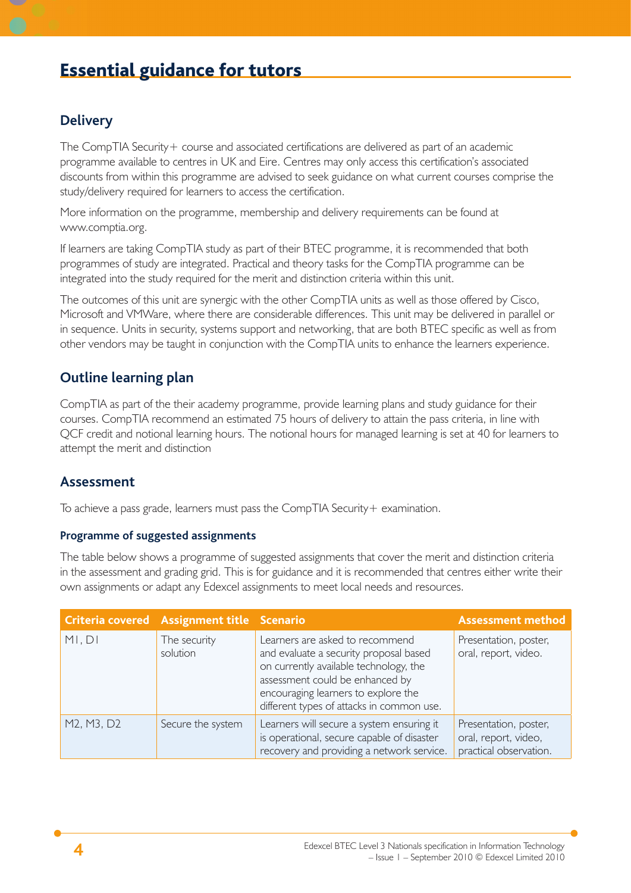# Essential guidance for tutors

## Delivery

The CompTIA Security+ course and associated certifications are delivered as part of an academic programme available to centres in UK and Eire. Centres may only access this certification's associated discounts from within this programme are advised to seek guidance on what current courses comprise the study/delivery required for learners to access the certification.

More information on the programme, membership and delivery requirements can be found at www.comptia.org.

If learners are taking CompTIA study as part of their BTEC programme, it is recommended that both programmes of study are integrated. Practical and theory tasks for the CompTIA programme can be integrated into the study required for the merit and distinction criteria within this unit.

The outcomes of this unit are synergic with the other CompTIA units as well as those offered by Cisco, Microsoft and VMWare, where there are considerable differences. This unit may be delivered in parallel or in sequence. Units in security, systems support and networking, that are both BTEC specific as well as from other vendors may be taught in conjunction with the CompTIA units to enhance the learners experience.

## Outline learning plan

CompTIA as part of the their academy programme, provide learning plans and study guidance for their courses. CompTIA recommend an estimated 75 hours of delivery to attain the pass criteria, in line with QCF credit and notional learning hours. The notional hours for managed learning is set at 40 for learners to attempt the merit and distinction

## Assessment

To achieve a pass grade, learners must pass the CompTIA Security+ examination.

### Programme of suggested assignments

The table below shows a programme of suggested assignments that cover the merit and distinction criteria in the assessment and grading grid. This is for guidance and it is recommended that centres either write their own assignments or adapt any Edexcel assignments to meet local needs and resources.

| Criteria covered | Assignment title | Scenario | Assessment method |
|---|---|---|---|
| M1, D1 | The security solution | Learners are asked to recommend and evaluate a security proposal based on currently available technology, the assessment could be enhanced by encouraging learners to explore the different types of attacks in common use. | Presentation, poster, oral, report, video. |
| M2, M3, D2 | Secure the system | Learners will secure a system ensuring it is operational, secure capable of disaster recovery and providing a network service. | Presentation, poster, oral, report, video, practical observation. |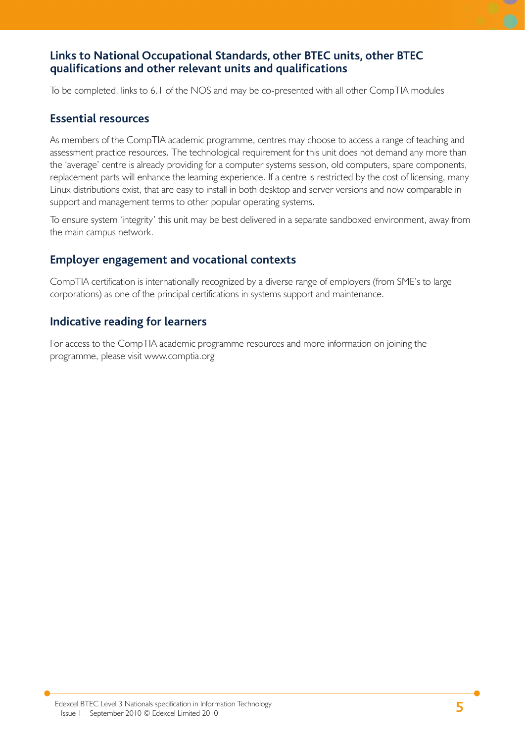## Links to National Occupational Standards, other BTEC units, other BTEC qualifications and other relevant units and qualifications

To be completed, links to 6.1 of the NOS and may be co-presented with all other CompTIA modules

## Essential resources

As members of the CompTIA academic programme, centres may choose to access a range of teaching and assessment practice resources. The technological requirement for this unit does not demand any more than the 'average' centre is already providing for a computer systems session, old computers, spare components, replacement parts will enhance the learning experience. If a centre is restricted by the cost of licensing, many Linux distributions exist, that are easy to install in both desktop and server versions and now comparable in support and management terms to other popular operating systems.

To ensure system 'integrity' this unit may be best delivered in a separate sandboxed environment, away from the main campus network.

## Employer engagement and vocational contexts

CompTIA certification is internationally recognized by a diverse range of employers (from SME's to large corporations) as one of the principal certifications in systems support and maintenance.

## Indicative reading for learners

For access to the CompTIA academic programme resources and more information on joining the programme, please visit www.comptia.org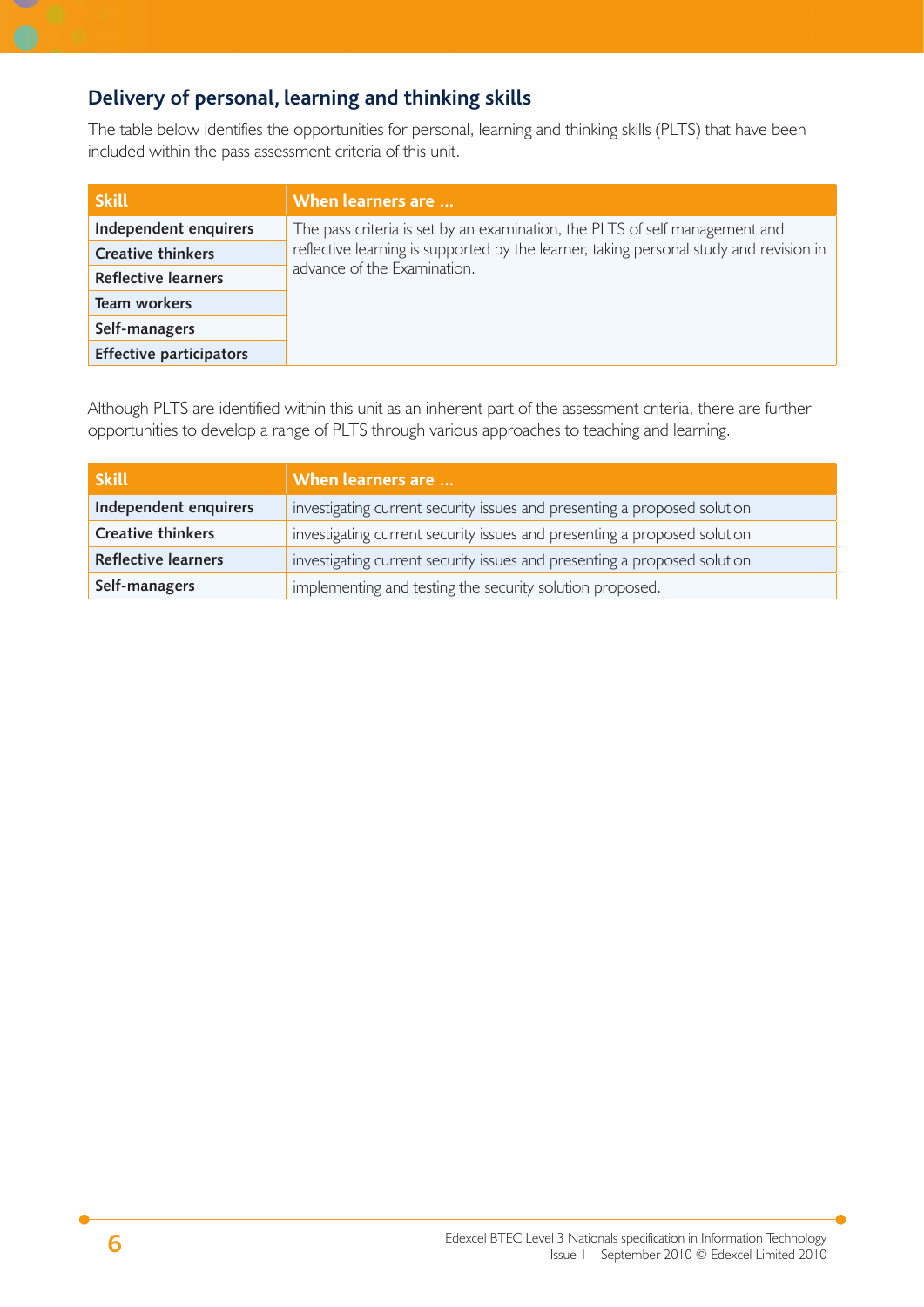## Delivery of personal, learning and thinking skills

The table below identifies the opportunities for personal, learning and thinking skills (PLTS) that have been included within the pass assessment criteria of this unit.

| Skill | When learners are … |
|---|---|
| **Independent enquirers** | The pass criteria is set by an examination, the PLTS of self management and reflective learning is supported by the learner, taking personal study and revision in advance of the Examination. |
| **Creative thinkers** | |
| **Reflective learners** | |
| **Team workers** | |
| **Self-managers** | |
| **Effective participators** | |

Although PLTS are identified within this unit as an inherent part of the assessment criteria, there are further opportunities to develop a range of PLTS through various approaches to teaching and learning.

| Skill | When learners are … |
|---|---|
| **Independent enquirers** | investigating current security issues and presenting a proposed solution |
| **Creative thinkers** | investigating current security issues and presenting a proposed solution |
| **Reflective learners** | investigating current security issues and presenting a proposed solution |
| **Self-managers** | implementing and testing the security solution proposed. |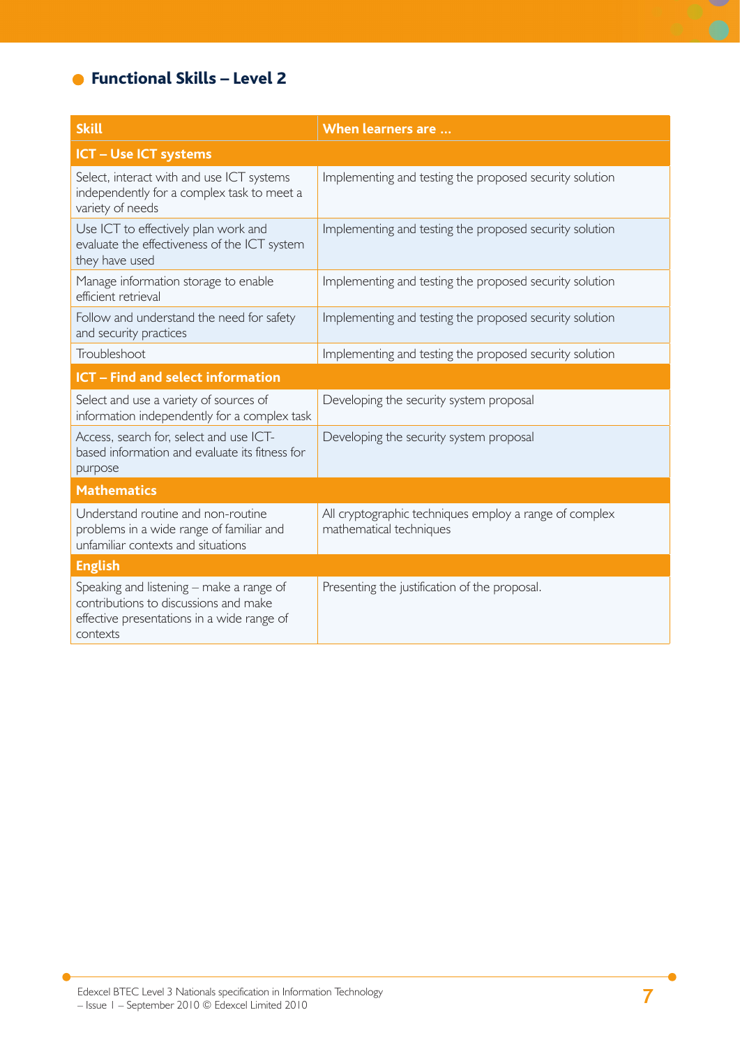## Functional Skills – Level 2

| Skill | When learners are … |
|---|---|
| **ICT – Use ICT systems** | |
| Select, interact with and use ICT systems independently for a complex task to meet a variety of needs | Implementing and testing the proposed security solution |
| Use ICT to effectively plan work and evaluate the effectiveness of the ICT system they have used | Implementing and testing the proposed security solution |
| Manage information storage to enable efficient retrieval | Implementing and testing the proposed security solution |
| Follow and understand the need for safety and security practices | Implementing and testing the proposed security solution |
| Troubleshoot | Implementing and testing the proposed security solution |
| **ICT – Find and select information** | |
| Select and use a variety of sources of information independently for a complex task | Developing the security system proposal |
| Access, search for, select and use ICT-based information and evaluate its fitness for purpose | Developing the security system proposal |
| **Mathematics** | |
| Understand routine and non-routine problems in a wide range of familiar and unfamiliar contexts and situations | All cryptographic techniques employ a range of complex mathematical techniques |
| **English** | |
| Speaking and listening – make a range of contributions to discussions and make effective presentations in a wide range of contexts | Presenting the justification of the proposal. |